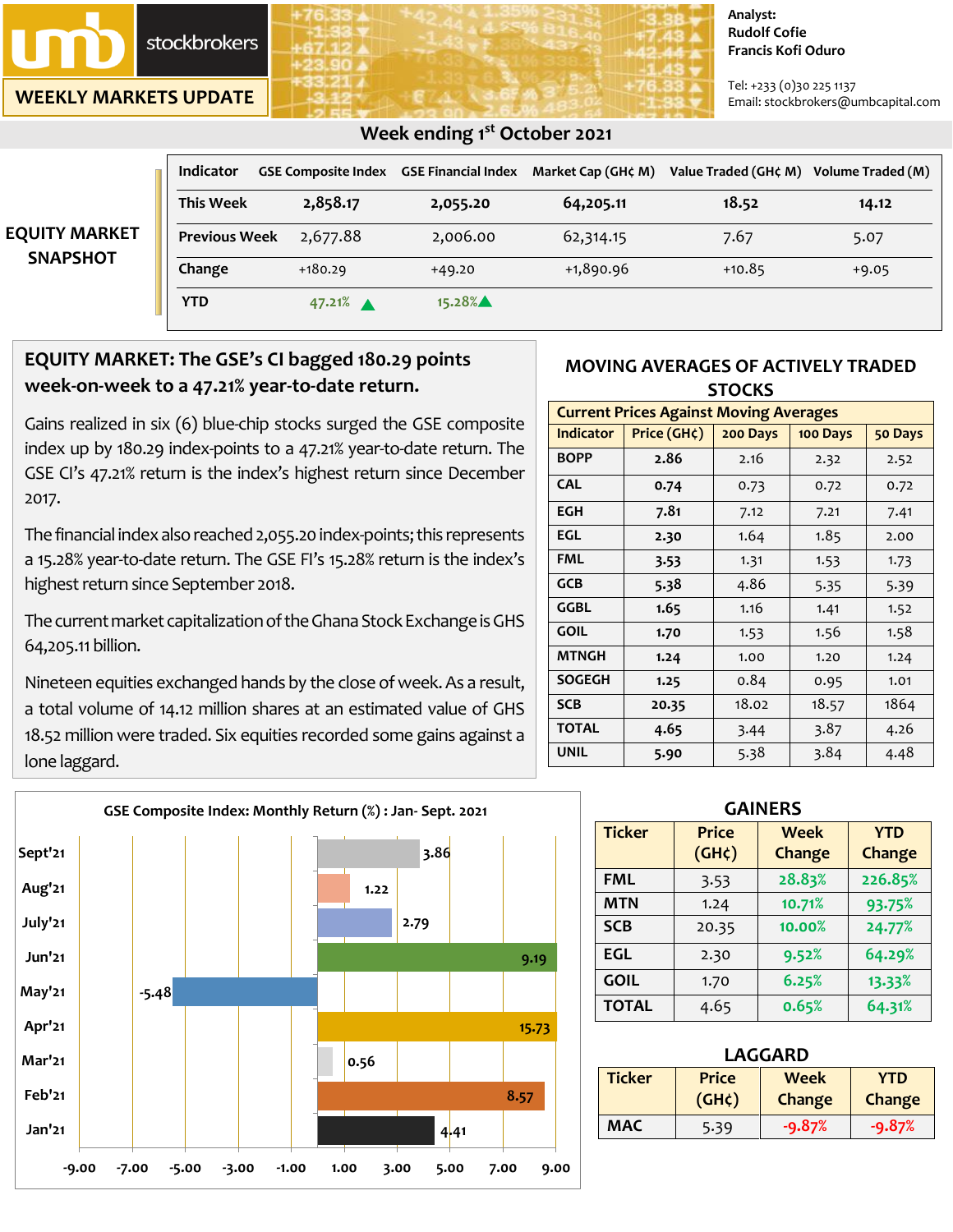# umb stockbrokers

## WEEKLY MARKETS UPDATE

Analyst:
Rudolf Cofie
Francis Kofi Oduro

Tel: +233 (0)30 225 1137
Email: stockbrokers@umbcapital.com

### Week ending 1st October 2021

## EQUITY MARKET SNAPSHOT

| Indicator | GSE Composite Index | GSE Financial Index | Market Cap (GH¢ M) | Value Traded (GH¢ M) | Volume Traded (M) |
|---|---|---|---|---|---|
| This Week | 2,858.17 | 2,055.20 | 64,205.11 | 18.52 | 14.12 |
| Previous Week | 2,677.88 | 2,006.00 | 62,314.15 | 7.67 | 5.07 |
| Change | +180.29 | +49.20 | +1,890.96 | +10.85 | +9.05 |
| YTD | 47.21% ▲ | 15.28% ▲ | | | |

## EQUITY MARKET: The GSE's CI bagged 180.29 points week-on-week to a 47.21% year-to-date return.

Gains realized in six (6) blue-chip stocks surged the GSE composite index up by 180.29 index-points to a 47.21% year-to-date return. The GSE CI's 47.21% return is the index's highest return since December 2017.

The financial index also reached 2,055.20 index-points; this represents a 15.28% year-to-date return. The GSE FI's 15.28% return is the index's highest return since September 2018.

The current market capitalization of the Ghana Stock Exchange is GHS 64,205.11 billion.

Nineteen equities exchanged hands by the close of week. As a result, a total volume of 14.12 million shares at an estimated value of GHS 18.52 million were traded. Six equities recorded some gains against a lone laggard.

## MOVING AVERAGES OF ACTIVELY TRADED STOCKS

| Current Prices Against Moving Averages | | | | |
|---|---|---|---|---|
| Indicator | Price (GH¢) | 200 Days | 100 Days | 50 Days |
| BOPP | 2.86 | 2.16 | 2.32 | 2.52 |
| CAL | 0.74 | 0.73 | 0.72 | 0.72 |
| EGH | 7.81 | 7.12 | 7.21 | 7.41 |
| EGL | 2.30 | 1.64 | 1.85 | 2.00 |
| FML | 3.53 | 1.31 | 1.53 | 1.73 |
| GCB | 5.38 | 4.86 | 5.35 | 5.39 |
| GGBL | 1.65 | 1.16 | 1.41 | 1.52 |
| GOIL | 1.70 | 1.53 | 1.56 | 1.58 |
| MTNGH | 1.24 | 1.00 | 1.20 | 1.24 |
| SOGEGH | 1.25 | 0.84 | 0.95 | 1.01 |
| SCB | 20.35 | 18.02 | 18.57 | 1864 |
| TOTAL | 4.65 | 3.44 | 3.87 | 4.26 |
| UNIL | 5.90 | 5.38 | 3.84 | 4.48 |

### GSE Composite Index: Monthly Return (%) : Jan- Sept. 2021

| Month | Return (%) |
|---|---|
| Sept'21 | 3.86 |
| Aug'21 | 1.22 |
| July'21 | 2.79 |
| Jun'21 | 9.19 |
| May'21 | -5.48 |
| Apr'21 | 15.73 |
| Mar'21 | 0.56 |
| Feb'21 | 8.57 |
| Jan'21 | 4.41 |

## GAINERS

| Ticker | Price (GH¢) | Week Change | YTD Change |
|---|---|---|---|
| FML | 3.53 | 28.83% | 226.85% |
| MTN | 1.24 | 10.71% | 93.75% |
| SCB | 20.35 | 10.00% | 24.77% |
| EGL | 2.30 | 9.52% | 64.29% |
| GOIL | 1.70 | 6.25% | 13.33% |
| TOTAL | 4.65 | 0.65% | 64.31% |

## LAGGARD

| Ticker | Price (GH¢) | Week Change | YTD Change |
|---|---|---|---|
| MAC | 5.39 | -9.87% | -9.87% |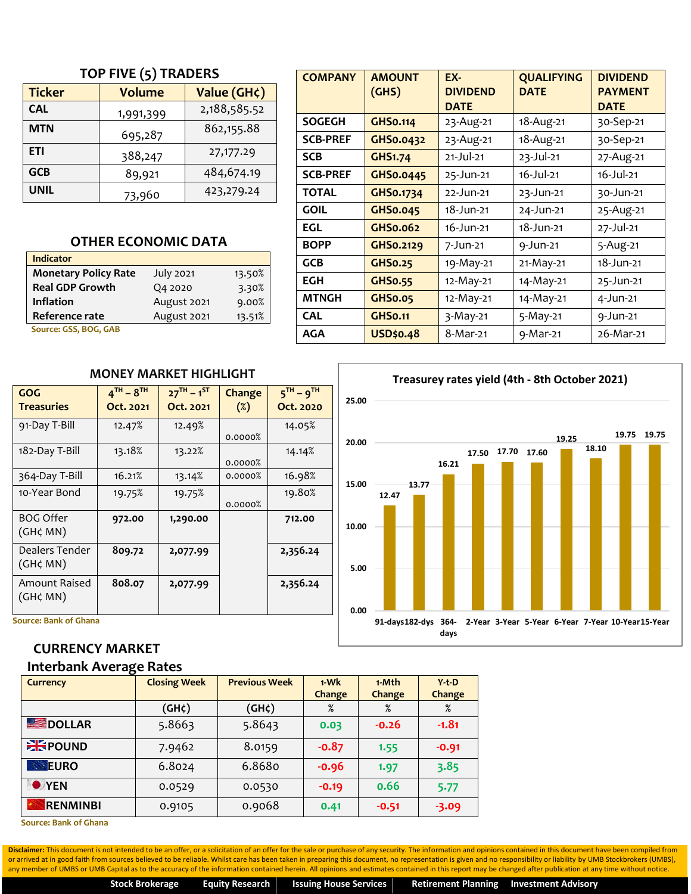## TOP FIVE (5) TRADERS

| Ticker | Volume | Value (GH¢) |
|---|---|---|
| CAL | 1,991,399 | 2,188,585.52 |
| MTN | 695,287 | 862,155.88 |
| ETI | 388,247 | 27,177.29 |
| GCB | 89,921 | 484,674.19 |
| UNIL | 73,960 | 423,279.24 |

| COMPANY | AMOUNT (GHS) | EX-DIVIDEND DATE | QUALIFYING DATE | DIVIDEND PAYMENT DATE |
|---|---|---|---|---|
| SOGEGH | GHS0.114 | 23-Aug-21 | 18-Aug-21 | 30-Sep-21 |
| SCB-PREF | GHS0.0432 | 23-Aug-21 | 18-Aug-21 | 30-Sep-21 |
| SCB | GHS1.74 | 21-Jul-21 | 23-Jul-21 | 27-Aug-21 |
| SCB-PREF | GHS0.0445 | 25-Jun-21 | 16-Jul-21 | 16-Jul-21 |
| TOTAL | GHS0.1734 | 22-Jun-21 | 23-Jun-21 | 30-Jun-21 |
| GOIL | GHS0.045 | 18-Jun-21 | 24-Jun-21 | 25-Aug-21 |
| EGL | GHS0.062 | 16-Jun-21 | 18-Jun-21 | 27-Jul-21 |
| BOPP | GHS0.2129 | 7-Jun-21 | 9-Jun-21 | 5-Aug-21 |
| GCB | GHS0.25 | 19-May-21 | 21-May-21 | 18-Jun-21 |
| EGH | GHS0.55 | 12-May-21 | 14-May-21 | 25-Jun-21 |
| MTNGH | GHS0.05 | 12-May-21 | 14-May-21 | 4-Jun-21 |
| CAL | GHS0.11 | 3-May-21 | 5-May-21 | 9-Jun-21 |
| AGA | USD$0.48 | 8-Mar-21 | 9-Mar-21 | 26-Mar-21 |

## OTHER ECONOMIC DATA

| Indicator | | |
|---|---|---|
| Monetary Policy Rate | July 2021 | 13.50% |
| Real GDP Growth | Q4 2020 | 3.30% |
| Inflation | August 2021 | 9.00% |
| Reference rate | August 2021 | 13.51% |

Source: GSS, BOG, GAB

## MONEY MARKET HIGHLIGHT

| GOG Treasuries | 4TH – 8TH Oct. 2021 | 27TH – 1ST Oct. 2021 | Change (%) | 5TH – 9TH Oct. 2020 |
|---|---|---|---|---|
| 91-Day T-Bill | 12.47% | 12.49% | 0.0000% | 14.05% |
| 182-Day T-Bill | 13.18% | 13.22% | 0.0000% | 14.14% |
| 364-Day T-Bill | 16.21% | 13.14% | 0.0000% | 16.98% |
| 10-Year Bond | 19.75% | 19.75% | 0.0000% | 19.80% |
| BOG Offer (GH¢ MN) | **972.00** | **1,290.00** | | **712.00** |
| Dealers Tender (GH¢ MN) | **809.72** | **2,077.99** | | **2,356.24** |
| Amount Raised (GH¢ MN) | **808.07** | **2,077.99** | | **2,356.24** |

Source: Bank of Ghana

Treasurey rates yield (4th - 8th October 2021)

25.00
20.00
15.00
10.00
5.00
0.00

12.47 13.77 16.21 17.50 17.70 17.60 19.25 18.10 19.75 19.75

91-days 182-dys 364-days 2-Year 3-Year 5-Year 6-Year 7-Year 10-Year 15-Year

## CURRENCY MARKET

### Interbank Average Rates

| Currency | Closing Week | Previous Week | 1-Wk Change | 1-Mth Change | Y-t-D Change |
|---|---|---|---|---|---|
| | (GH¢) | (GH¢) | % | % | % |
| DOLLAR | 5.8663 | 5.8643 | 0.03 | -0.26 | -1.81 |
| POUND | 7.9462 | 8.0159 | -0.87 | 1.55 | -0.91 |
| EURO | 6.8024 | 6.8680 | -0.96 | 1.97 | 3.85 |
| YEN | 0.0529 | 0.0530 | -0.19 | 0.66 | 5.77 |
| RENMINBI | 0.9105 | 0.9068 | 0.41 | -0.51 | -3.09 |

Source: Bank of Ghana

**Disclaimer:** This document is not intended to be an offer, or a solicitation of an offer for the sale or purchase of any security. The information and opinions contained in this document have been compiled from or arrived at in good faith from sources believed to be reliable. Whilst care has been taken in preparing this document, no representation is given and no responsibility or liability by UMB Stockbrokers (UMBS), any member of UMBS or UMB Capital as to the accuracy of the information contained herein. All opinions and estimates contained in this report may be changed after publication at any time without notice.

Stock Brokerage | Equity Research | Issuing House Services | Retirement Planning | Investment Advisory